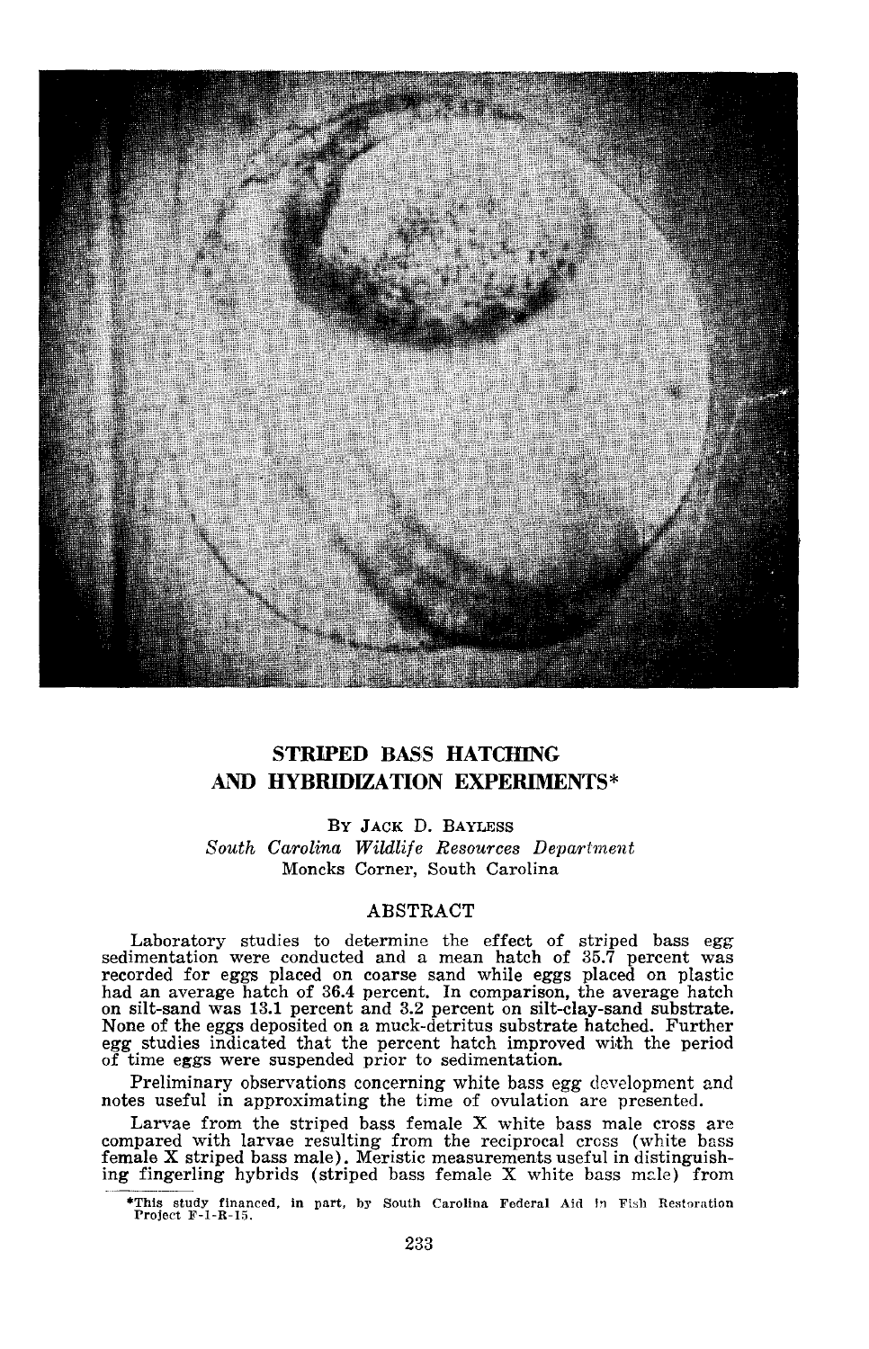## STRIPED BASS HATCHING AND HYBRIDIZATION EXPERIMENTS*

By Jack D. Bayless

*South Carolina Wildlife Resources Department*
Moncks Corner, South Carolina

### ABSTRACT

Laboratory studies to determine the effect of striped bass egg sedimentation were conducted and a mean hatch of 35.7 percent was recorded for eggs placed on coarse sand while eggs placed on plastic had an average hatch of 36.4 percent. In comparison, the average hatch on silt-sand was 13.1 percent and 3.2 percent on silt-clay-sand substrate. None of the eggs deposited on a muck-detritus substrate hatched. Further egg studies indicated that the percent hatch improved with the period of time eggs were suspended prior to sedimentation.

Preliminary observations concerning white bass egg development and notes useful in approximating the time of ovulation are presented.

Larvae from the striped bass female X white bass male cross are compared with larvae resulting from the reciprocal cross (white bass female X striped bass male). Meristic measurements useful in distinguishing fingerling hybrids (striped bass female X white bass male) from

*This study financed, in part, by South Carolina Federal Aid in Fish Restoration Project F-1-R-15.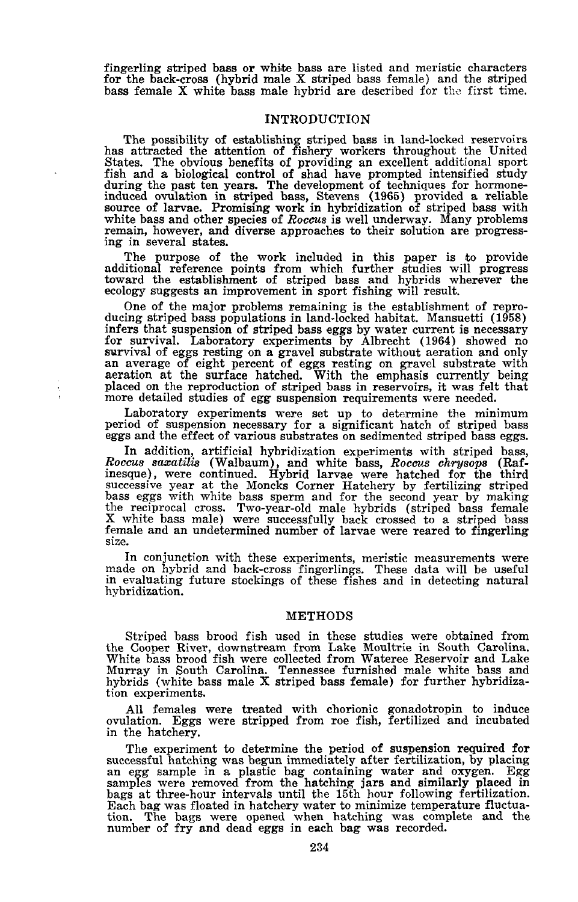fingerling striped bass or white bass are listed and meristic characters for the back-cross (hybrid male X striped bass female) and the striped bass female X white bass male hybrid are described for the first time.

## INTRODUCTION

The possibility of establishing striped bass in land-locked reservoirs has attracted the attention of fishery workers throughout the United States. The obvious benefits of providing an excellent additional sport fish and a biological control of shad have prompted intensified study during the past ten years. The development of techniques for hormone-induced ovulation in striped bass, Stevens (1965) provided a reliable source of larvae. Promising work in hybridization of striped bass with white bass and other species of *Roccus* is well underway. Many problems remain, however, and diverse approaches to their solution are progressing in several states.

The purpose of the work included in this paper is to provide additional reference points from which further studies will progress toward the establishment of striped bass and hybrids wherever the ecology suggests an improvement in sport fishing will result.

One of the major problems remaining is the establishment of reproducing striped bass populations in land-locked habitat. Mansuetti (1958) infers that suspension of striped bass eggs by water current is necessary for survival. Laboratory experiments by Albrecht (1964) showed no survival of eggs resting on a gravel substrate without aeration and only an average of eight percent of eggs resting on gravel substrate with aeration at the surface hatched. With the emphasis currently being placed on the reproduction of striped bass in reservoirs, it was felt that more detailed studies of egg suspension requirements were needed.

Laboratory experiments were set up to determine the minimum period of suspension necessary for a significant hatch of striped bass eggs and the effect of various substrates on sedimented striped bass eggs.

In addition, artificial hybridization experiments with striped bass, *Roccus saxatilis* (Walbaum), and white bass, *Roccus chrysops* (Rafinesque), were continued. Hybrid larvae were hatched for the third successive year at the Moncks Corner Hatchery by fertilizing striped bass eggs with white bass sperm and for the second year by making the reciprocal cross. Two-year-old male hybrids (striped bass female X white bass male) were successfully back crossed to a striped bass female and an undetermined number of larvae were reared to fingerling size.

In conjunction with these experiments, meristic measurements were made on hybrid and back-cross fingerlings. These data will be useful in evaluating future stockings of these fishes and in detecting natural hybridization.

## METHODS

Striped bass brood fish used in these studies were obtained from the Cooper River, downstream from Lake Moultrie in South Carolina. White bass brood fish were collected from Wateree Reservoir and Lake Murray in South Carolina. Tennessee furnished male white bass and hybrids (white bass male X striped bass female) for further hybridization experiments.

All females were treated with chorionic gonadotropin to induce ovulation. Eggs were stripped from roe fish, fertilized and incubated in the hatchery.

The experiment to determine the period of suspension required for successful hatching was begun immediately after fertilization, by placing an egg sample in a plastic bag containing water and oxygen. Egg samples were removed from the hatching jars and similarly placed in bags at three-hour intervals until the 15th hour following fertilization. Each bag was floated in hatchery water to minimize temperature fluctuation. The bags were opened when hatching was complete and the number of fry and dead eggs in each bag was recorded.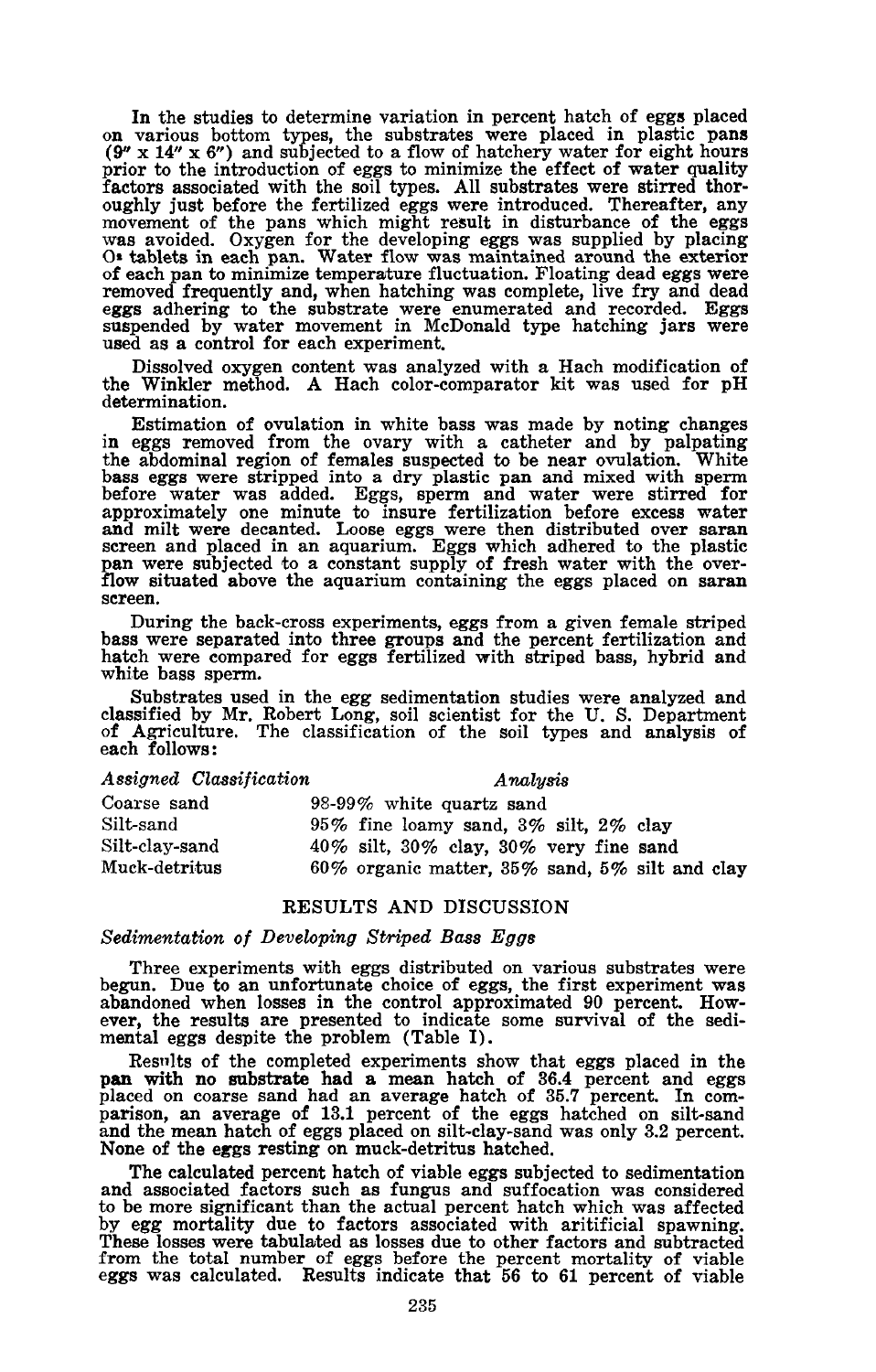In the studies to determine variation in percent hatch of eggs placed on various bottom types, the substrates were placed in plastic pans (9" x 14" x 6") and subjected to a flow of hatchery water for eight hours prior to the introduction of eggs to minimize the effect of water quality factors associated with the soil types. All substrates were stirred thoroughly just before the fertilized eggs were introduced. Thereafter, any movement of the pans which might result in disturbance of the eggs was avoided. Oxygen for the developing eggs was supplied by placing $O_2$ tablets in each pan. Water flow was maintained around the exterior of each pan to minimize temperature fluctuation. Floating dead eggs were removed frequently and, when hatching was complete, live fry and dead eggs adhering to the substrate were enumerated and recorded. Eggs suspended by water movement in McDonald type hatching jars were used as a control for each experiment.

Dissolved oxygen content was analyzed with a Hach modification of the Winkler method. A Hach color-comparator kit was used for pH determination.

Estimation of ovulation in white bass was made by noting changes in eggs removed from the ovary with a catheter and by palpating the abdominal region of females suspected to be near ovulation. White bass eggs were stripped into a dry plastic pan and mixed with sperm before water was added. Eggs, sperm and water were stirred for approximately one minute to insure fertilization before excess water and milt were decanted. Loose eggs were then distributed over saran screen and placed in an aquarium. Eggs which adhered to the plastic pan were subjected to a constant supply of fresh water with the overflow situated above the aquarium containing the eggs placed on saran screen.

During the back-cross experiments, eggs from a given female striped bass were separated into three groups and the percent fertilization and hatch were compared for eggs fertilized with striped bass, hybrid and white bass sperm.

Substrates used in the egg sedimentation studies were analyzed and classified by Mr. Robert Long, soil scientist for the U. S. Department of Agriculture. The classification of the soil types and analysis of each follows:

| *Assigned Classification* | *Analysis* |
|---|---|
| Coarse sand | 98-99% white quartz sand |
| Silt-sand | 95% fine loamy sand, 3% silt, 2% clay |
| Silt-clay-sand | 40% silt, 30% clay, 30% very fine sand |
| Muck-detritus | 60% organic matter, 35% sand, 5% silt and clay |

## RESULTS AND DISCUSSION

### *Sedimentation of Developing Striped Bass Eggs*

Three experiments with eggs distributed on various substrates were begun. Due to an unfortunate choice of eggs, the first experiment was abandoned when losses in the control approximated 90 percent. However, the results are presented to indicate some survival of the sedimental eggs despite the problem (Table I).

Results of the completed experiments show that eggs placed in the pan with no substrate had a mean hatch of 36.4 percent and eggs placed on coarse sand had an average hatch of 35.7 percent. In comparison, an average of 13.1 percent of the eggs hatched on silt-sand and the mean hatch of eggs placed on silt-clay-sand was only 3.2 percent. None of the eggs resting on muck-detritus hatched.

The calculated percent hatch of viable eggs subjected to sedimentation and associated factors such as fungus and suffocation was considered to be more significant than the actual percent hatch which was affected by egg mortality due to factors associated with aritificial spawning. These losses were tabulated as losses due to other factors and subtracted from the total number of eggs before the percent mortality of viable eggs was calculated. Results indicate that 56 to 61 percent of viable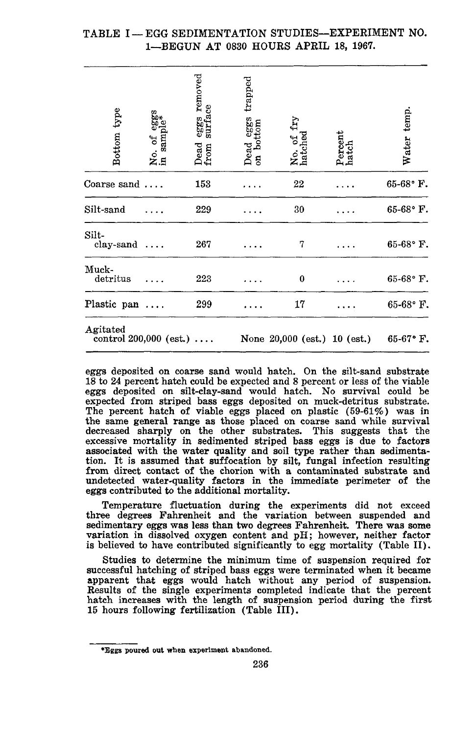## TABLE I — EGG SEDIMENTATION STUDIES—EXPERIMENT NO. 1—BEGUN AT 0830 HOURS APRIL 18, 1967.

| Bottom type | No. of eggs in sample* | Dead eggs removed from surface | Dead eggs trapped on bottom | No. of fry hatched | Percent hatch | Water temp. |
|---|---|---|---|---|---|---|
| Coarse sand | .... | 153 | .... | 22 | .... | 65-68° F. |
| Silt-sand | .... | 229 | .... | 30 | .... | 65-68° F. |
| Silt-clay-sand | .... | 267 | .... | 7 | .... | 65-68° F. |
| Muck-detritus | .... | 223 | .... | 0 | .... | 65-68° F. |
| Plastic pan | .... | 299 | .... | 17 | .... | 65-68° F. |
| Agitated control | 200,000 (est.) | .... | None | 20,000 (est.) | 10 (est.) | 65-67° F. |

eggs deposited on coarse sand would hatch. On the silt-sand substrate 18 to 24 percent hatch could be expected and 8 percent or less of the viable eggs deposited on silt-clay-sand would hatch. No survival could be expected from striped bass eggs deposited on muck-detritus substrate. The percent hatch of viable eggs placed on plastic (59-61%) was in the same general range as those placed on coarse sand while survival decreased sharply on the other substrates. This suggests that the excessive mortality in sedimented striped bass eggs is due to factors associated with the water quality and soil type rather than sedimentation. It is assumed that suffocation by silt, fungal infection resulting from direct contact of the chorion with a contaminated substrate and undetected water-quality factors in the immediate perimeter of the eggs contributed to the additional mortality.

Temperature fluctuation during the experiments did not exceed three degrees Fahrenheit and the variation between suspended and sedimentary eggs was less than two degrees Fahrenheit. There was some variation in dissolved oxygen content and pH; however, neither factor is believed to have contributed significantly to egg mortality (Table II).

Studies to determine the minimum time of suspension required for successful hatching of striped bass eggs were terminated when it became apparent that eggs would hatch without any period of suspension. Results of the single experiments completed indicate that the percent hatch increases with the length of suspension period during the first 15 hours following fertilization (Table III).

*Eggs poured out when experiment abandoned.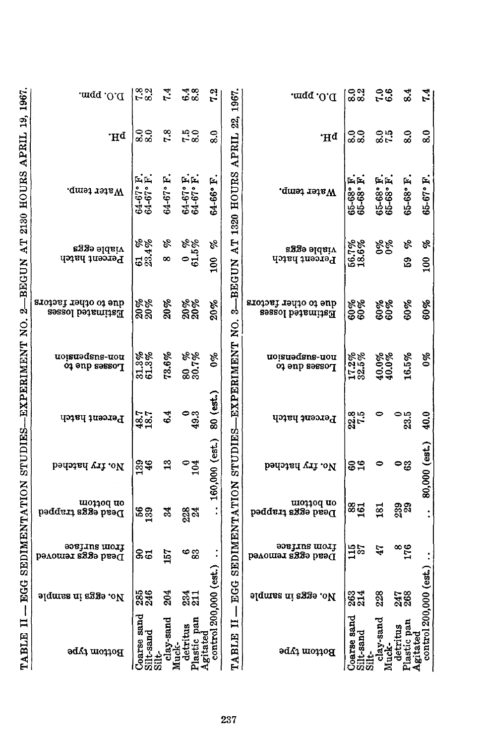## TABLE II — EGG SEDIMENTATION STUDIES—EXPERIMENT NO. 2—BEGUN AT 2130 HOURS APRIL 19, 1967.

| Bottom type | No. eggs in sample | Dead eggs removed from surface | Dead eggs trapped on bottom | No. fry hatched | Percent hatch | Losses due to non-suspension | Estimated losses due to other factors | Percent hatch viable eggs | Water temp. | pH. | D.O. ppm. |
|---|---|---|---|---|---|---|---|---|---|---|---|
| Coarse sand | 285 | 90 | 56 | 139 | 48.7 | 31.3% | 20% | 61 % | 64-67° F. | 8.0 | 7.8 |
| Silt-sand | 246 | 61 | 139 | 46 | 18.7 | 61.3% | 20% | 23.4% | 64-67° F. | 8.0 | 8.2 |
| Silt-clay-sand | 204 | 157 | 34 | 13 | 6.4 | 73.6% | 20% | 8 % | 64-67° F. | 7.8 | 7.4 |
| Muck-detritus | 234 | 6 | 228 | 0 | 0 | 80 % | 20% | 0 % | 64-67° F. | 7.5 | 6.4 |
| Plastic pan | 211 | 83 | 24 | 104 | 49.3 | 30.7% | 20% | 61.5% | 64-67° F. | 8.0 | 8.8 |
| Agitated control | 200,000 (est.) | .. | .. | 160,000 (est.) | 80 (est.) | 0% | 20% | 100 % | 64-66° F. | 8.0 | 7.2 |

## TABLE II — EGG SEDIMENTATION STUDIES—EXPERIMENT NO. 3—BEGUN AT 1320 HOURS APRIL 22, 1967.

| Bottom type | No. eggs in sample | Dead eggs removed from surface | Dead eggs trapped on bottom | No. fry hatched | Percent hatch | Losses due to non-suspension | Estimated losses due to other factors | Percent hatch viable eggs | Water temp. | pH. | D.O. ppm. |
|---|---|---|---|---|---|---|---|---|---|---|---|
| Coarse sand | 263 | 115 | 88 | 60 | 22.8 | 17.2% | 60% | 56.7% | 65-68° F. | 8.0 | 8.0 |
| Silt-sand | 214 | 37 | 161 | 16 | 7.5 | 32.5% | 60% | 18.6% | 65-68° F. | 8.0 | 8.2 |
| Silt-clay-sand | 228 | 47 | 181 | 0 | 0 | 40.0% | 60% | 0% | 65-68° F. | 8.0 | 7.0 |
| Muck-detritus | 247 | 8 | 239 | 0 | 0 | 40.0% | 60% | 0% | 65-68° F. | 7.5 | 6.6 |
| Plastic pan | 268 | 176 | 29 | 63 | 23.5 | 16.5% | 60% | 59 % | 65-68° F. | 8.0 | 8.4 |
| Agitated control | 200,000 (est.) | .. | .. | 80,000 (est.) | 40.0 | 0% | 60% | 100 % | 65-67° F. | 8.0 | 7.4 |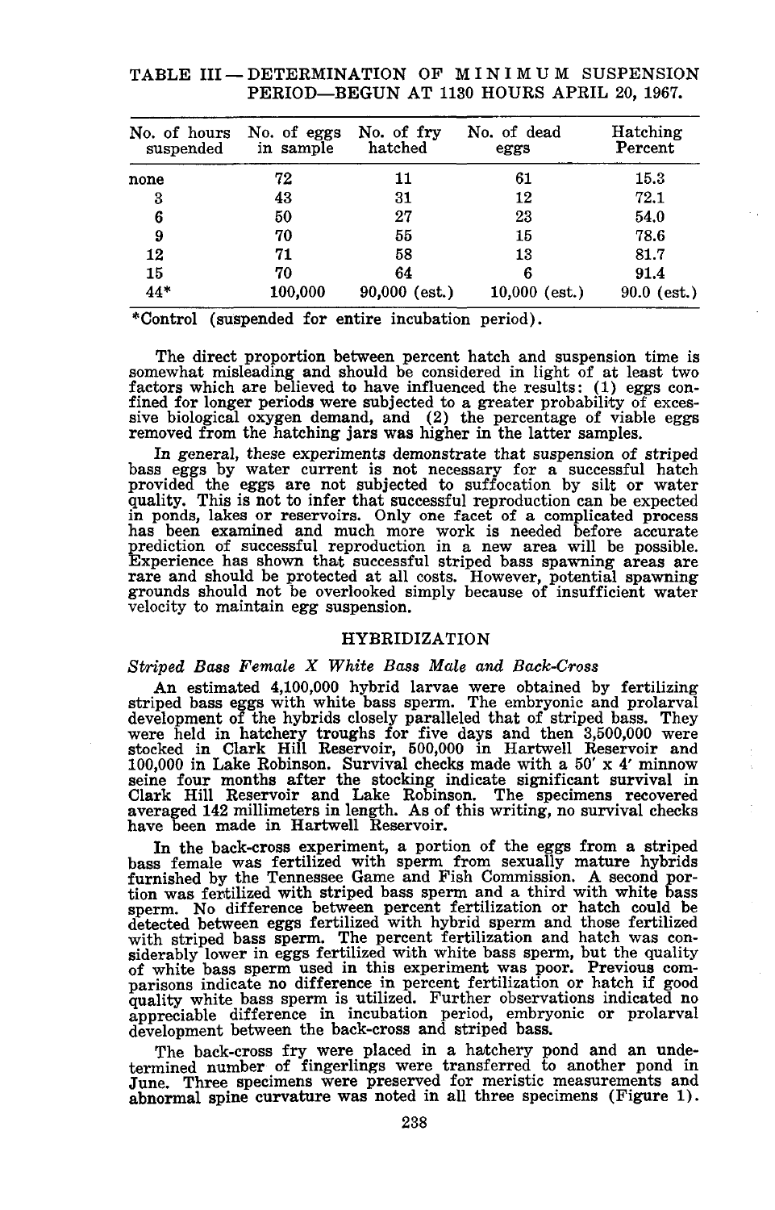TABLE III — DETERMINATION OF MINIMUM SUSPENSION PERIOD—BEGUN AT 1130 HOURS APRIL 20, 1967.

| No. of hours suspended | No. of eggs in sample | No. of fry hatched | No. of dead eggs | Hatching Percent |
|---|---|---|---|---|
| none | 72 | 11 | 61 | 15.3 |
| 3 | 43 | 31 | 12 | 72.1 |
| 6 | 50 | 27 | 23 | 54.0 |
| 9 | 70 | 55 | 15 | 78.6 |
| 12 | 71 | 58 | 13 | 81.7 |
| 15 | 70 | 64 | 6 | 91.4 |
| 44* | 100,000 | 90,000 (est.) | 10,000 (est.) | 90.0 (est.) |

*Control (suspended for entire incubation period).

The direct proportion between percent hatch and suspension time is somewhat misleading and should be considered in light of at least two factors which are believed to have influenced the results: (1) eggs confined for longer periods were subjected to a greater probability of excessive biological oxygen demand, and (2) the percentage of viable eggs removed from the hatching jars was higher in the latter samples.

In general, these experiments demonstrate that suspension of striped bass eggs by water current is not necessary for a successful hatch provided the eggs are not subjected to suffocation by silt or water quality. This is not to infer that successful reproduction can be expected in ponds, lakes or reservoirs. Only one facet of a complicated process has been examined and much more work is needed before accurate prediction of successful reproduction in a new area will be possible. Experience has shown that successful striped bass spawning areas are rare and should be protected at all costs. However, potential spawning grounds should not be overlooked simply because of insufficient water velocity to maintain egg suspension.

## HYBRIDIZATION

### *Striped Bass Female X White Bass Male and Back-Cross*

An estimated 4,100,000 hybrid larvae were obtained by fertilizing striped bass eggs with white bass sperm. The embryonic and prolarval development of the hybrids closely paralleled that of striped bass. They were held in hatchery troughs for five days and then 3,500,000 were stocked in Clark Hill Reservoir, 500,000 in Hartwell Reservoir and 100,000 in Lake Robinson. Survival checks made with a 50′ x 4′ minnow seine four months after the stocking indicate significant survival in Clark Hill Reservoir and Lake Robinson. The specimens recovered averaged 142 millimeters in length. As of this writing, no survival checks have been made in Hartwell Reservoir.

In the back-cross experiment, a portion of the eggs from a striped bass female was fertilized with sperm from sexually mature hybrids furnished by the Tennessee Game and Fish Commission. A second portion was fertilized with striped bass sperm and a third with white bass sperm. No difference between percent fertilization or hatch could be detected between eggs fertilized with hybrid sperm and those fertilized with striped bass sperm. The percent fertilization and hatch was considerably lower in eggs fertilized with white bass sperm, but the quality of white bass sperm used in this experiment was poor. Previous comparisons indicate no difference in percent fertilization or hatch if good quality white bass sperm is utilized. Further observations indicated no appreciable difference in incubation period, embryonic or prolarval development between the back-cross and striped bass.

The back-cross fry were placed in a hatchery pond and an undetermined number of fingerlings were transferred to another pond in June. Three specimens were preserved for meristic measurements and abnormal spine curvature was noted in all three specimens (Figure 1).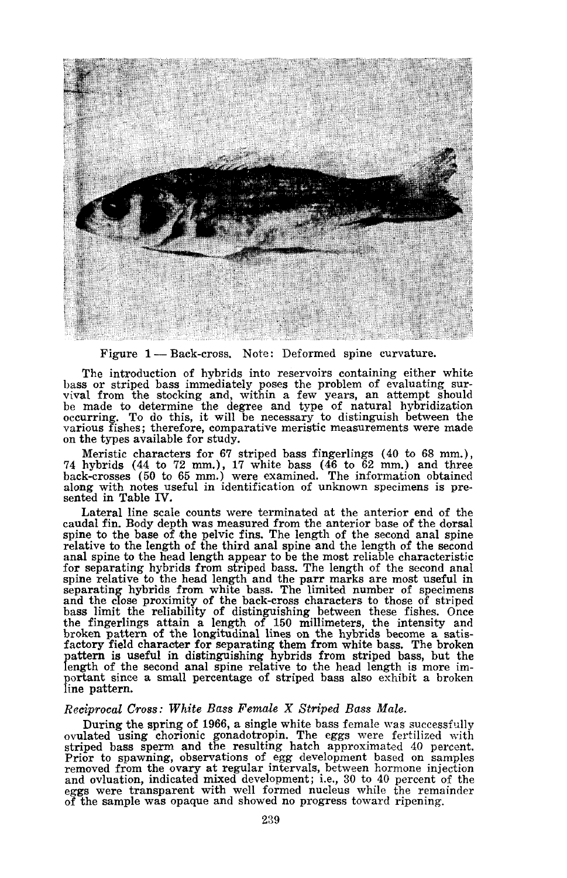Figure 1 — Back-cross. Note: Deformed spine curvature.

The introduction of hybrids into reservoirs containing either white bass or striped bass immediately poses the problem of evaluating survival from the stocking and, within a few years, an attempt should be made to determine the degree and type of natural hybridization occurring. To do this, it will be necessary to distinguish between the various fishes; therefore, comparative meristic measurements were made on the types available for study.

Meristic characters for 67 striped bass fingerlings (40 to 68 mm.), 74 hybrids (44 to 72 mm.), 17 white bass (46 to 62 mm.) and three back-crosses (50 to 65 mm.) were examined. The information obtained along with notes useful in identification of unknown specimens is presented in Table IV.

Lateral line scale counts were terminated at the anterior end of the caudal fin. Body depth was measured from the anterior base of the dorsal spine to the base of the pelvic fins. The length of the second anal spine relative to the length of the third anal spine and the length of the second anal spine to the head length appear to be the most reliable characteristic for separating hybrids from striped bass. The length of the second anal spine relative to the head length and the parr marks are most useful in separating hybrids from white bass. The limited number of specimens and the close proximity of the back-cross characters to those of striped bass limit the reliability of distinguishing between these fishes. Once the fingerlings attain a length of 150 millimeters, the intensity and broken pattern of the longitudinal lines on the hybrids become a satisfactory field character for separating them from white bass. The broken pattern is useful in distinguishing hybrids from striped bass, but the length of the second anal spine relative to the head length is more important since a small percentage of striped bass also exhibit a broken line pattern.

*Reciprocal Cross: White Bass Female X Striped Bass Male.*

During the spring of 1966, a single white bass female was successfully ovulated using chorionic gonadotropin. The eggs were fertilized with striped bass sperm and the resulting hatch approximated 40 percent. Prior to spawning, observations of egg development based on samples removed from the ovary at regular intervals, between hormone injection and ovluation, indicated mixed development; i.e., 30 to 40 percent of the eggs were transparent with well formed nucleus while the remainder of the sample was opaque and showed no progress toward ripening.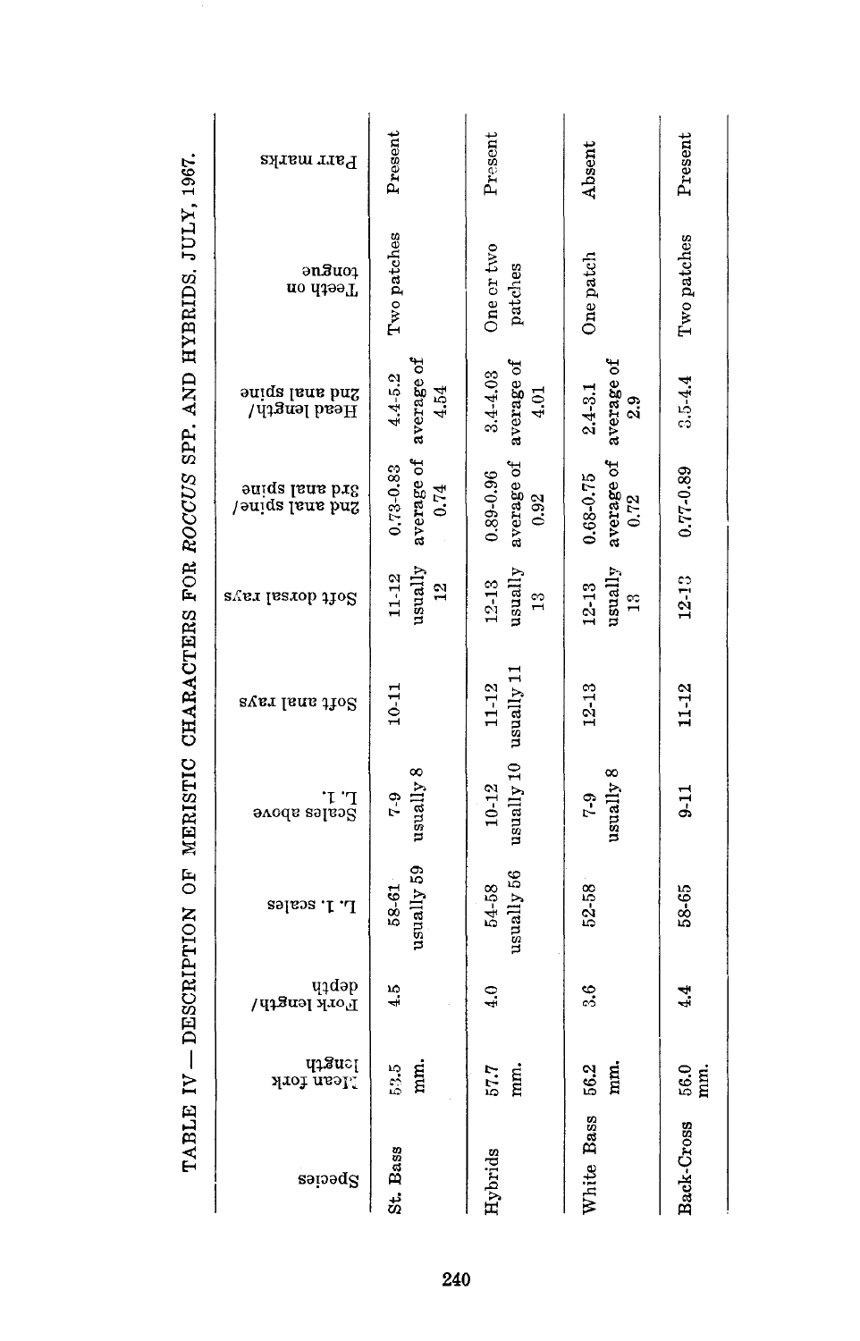TABLE IV — DESCRIPTION OF MERISTIC CHARACTERS FOR *ROCCUS* SPP. AND HYBRIDS. JULY, 1967.

| Species | Mean fork length | Fork length/ depth | L. l. scales | Scales above L. l. | Soft anal rays | Soft dorsal rays | 2nd anal spine/ 3rd anal spine | Head length/ 2nd anal spine | Teeth on tongue | Parr marks |
|---|---|---|---|---|---|---|---|---|---|---|
| St. Bass | 53.5 mm. | 4.5 | 58-61 usually 59 | 7-9 usually 8 | 10-11 | 11-12 usually 12 | 0.73-0.83 average of 0.74 | 4.4-5.2 average of 4.54 | Two patches | Present |
| Hybrids | 57.7 mm. | 4.0 | 54-58 usually 56 | 10-12 usually 10 | 11-12 usually 11 | 12-13 usually 13 | 0.89-0.96 average of 0.92 | 3.4-4.03 average of 4.01 | One or two patches | Present |
| White Bass | 56.2 mm. | 3.6 | 52-58 | 7-9 usually 8 | 12-13 | 12-13 usually 13 | 0.68-0.75 average of 0.72 | 2.4-3.1 average of 2.9 | One patch | Absent |
| Back-Cross | 56.0 mm. | 4.4 | 58-65 | 9-11 | 11-12 | 12-13 | 0.77-0.89 | 3.5-4.4 | Two patches | Present |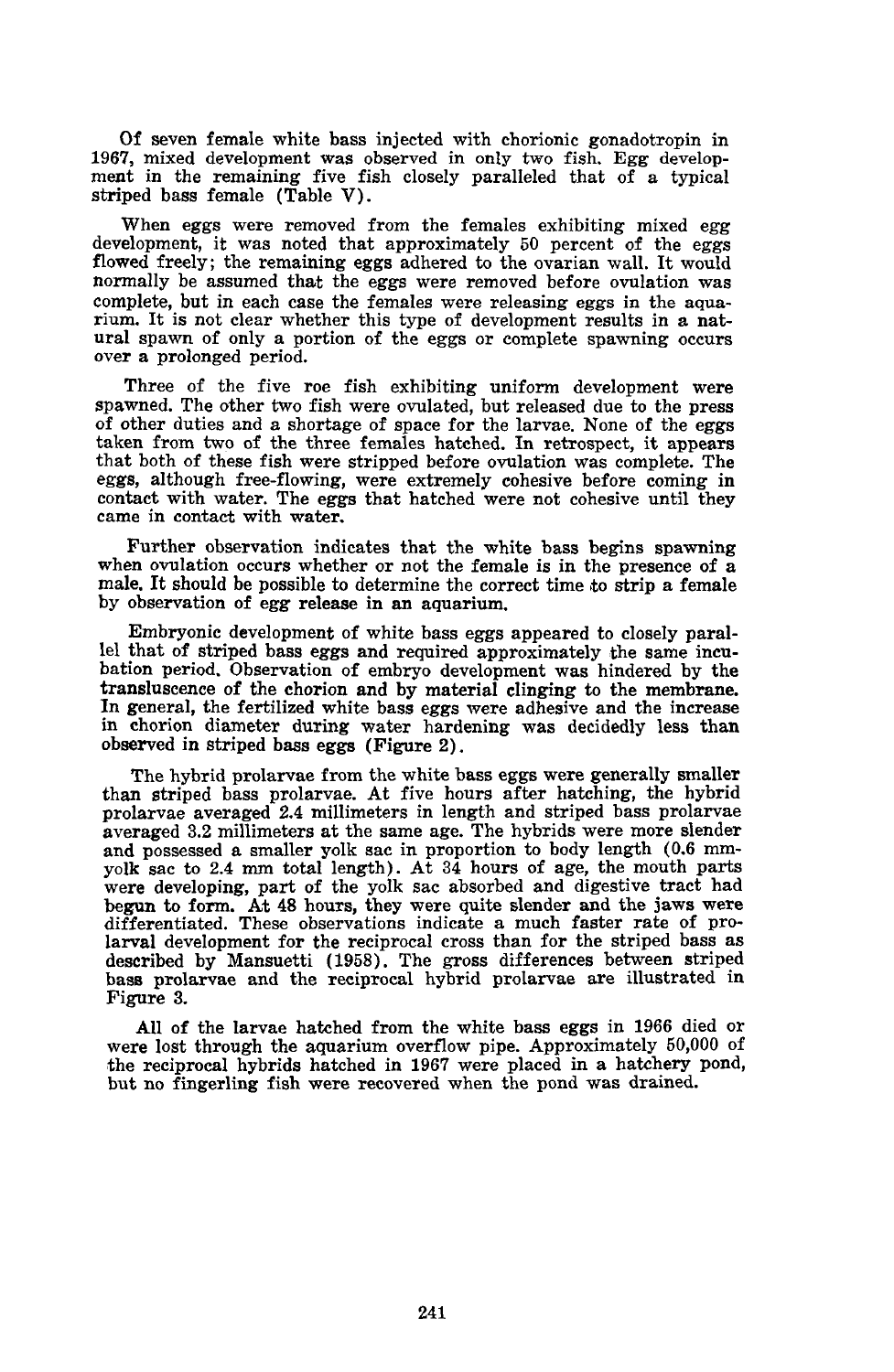Of seven female white bass injected with chorionic gonadotropin in 1967, mixed development was observed in only two fish. Egg development in the remaining five fish closely paralleled that of a typical striped bass female (Table V).

When eggs were removed from the females exhibiting mixed egg development, it was noted that approximately 50 percent of the eggs flowed freely; the remaining eggs adhered to the ovarian wall. It would normally be assumed that the eggs were removed before ovulation was complete, but in each case the females were releasing eggs in the aquarium. It is not clear whether this type of development results in a natural spawn of only a portion of the eggs or complete spawning occurs over a prolonged period.

Three of the five roe fish exhibiting uniform development were spawned. The other two fish were ovulated, but released due to the press of other duties and a shortage of space for the larvae. None of the eggs taken from two of the three females hatched. In retrospect, it appears that both of these fish were stripped before ovulation was complete. The eggs, although free-flowing, were extremely cohesive before coming in contact with water. The eggs that hatched were not cohesive until they came in contact with water.

Further observation indicates that the white bass begins spawning when ovulation occurs whether or not the female is in the presence of a male. It should be possible to determine the correct time to strip a female by observation of egg release in an aquarium.

Embryonic development of white bass eggs appeared to closely parallel that of striped bass eggs and required approximately the same incubation period. Observation of embryo development was hindered by the transluscence of the chorion and by material clinging to the membrane. In general, the fertilized white bass eggs were adhesive and the increase in chorion diameter during water hardening was decidedly less than observed in striped bass eggs (Figure 2).

The hybrid prolarvae from the white bass eggs were generally smaller than striped bass prolarvae. At five hours after hatching, the hybrid prolarvae averaged 2.4 millimeters in length and striped bass prolarvae averaged 3.2 millimeters at the same age. The hybrids were more slender and possessed a smaller yolk sac in proportion to body length (0.6 mm-yolk sac to 2.4 mm total length). At 34 hours of age, the mouth parts were developing, part of the yolk sac absorbed and digestive tract had begun to form. At 48 hours, they were quite slender and the jaws were differentiated. These observations indicate a much faster rate of prolarval development for the reciprocal cross than for the striped bass as described by Mansuetti (1958). The gross differences between striped bass prolarvae and the reciprocal hybrid prolarvae are illustrated in Figure 3.

All of the larvae hatched from the white bass eggs in 1966 died or were lost through the aquarium overflow pipe. Approximately 50,000 of the reciprocal hybrids hatched in 1967 were placed in a hatchery pond, but no fingerling fish were recovered when the pond was drained.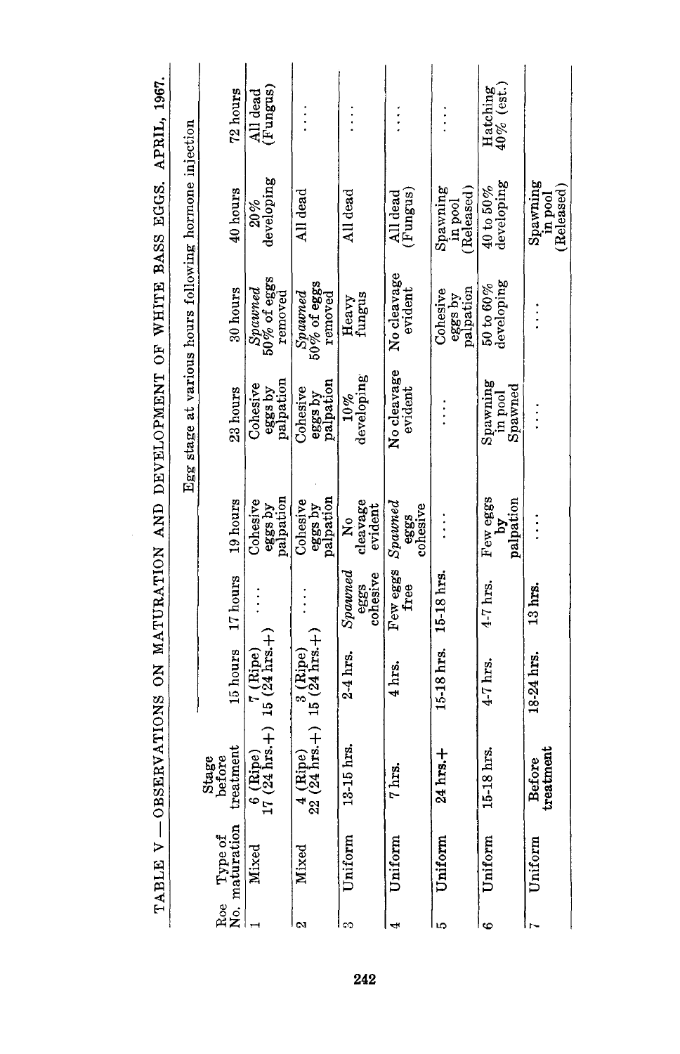TABLE V — OBSERVATIONS ON MATURATION AND DEVELOPMENT OF WHITE BASS EGGS. APRIL, 1967.

| Roe No. | Type of maturation | Stage before treatment | Egg stage at various hours following hormone injection | | | | | | |
|---|---|---|---|---|---|---|---|---|---|
| | | | 15 hours | 17 hours | 19 hours | 23 hours | 30 hours | 40 hours | 72 hours |
| 1 | Mixed | 6 (Ripe) 17 (24 hrs.+) | 7 (Ripe) 15 (24 hrs.+) | .... | Cohesive eggs by palpation | Cohesive eggs by palpation | *Spawned* 50% of eggs removed | 20% developing | All dead (Fungus) |
| 2 | Mixed | 4 (Ripe) 22 (24 hrs.+) | 3 (Ripe) 15 (24 hrs.+) | .... | Cohesive eggs by palpation | Cohesive eggs by palpation | *Spawned* 50% of eggs removed | All dead | .... |
| 3 | Uniform | 13-15 hrs. | 2-4 hrs. | *Spawned* eggs cohesive | No cleavage evident | 10% developing | Heavy fungus | All dead | .... |
| 4 | Uniform | 7 hrs. | 4 hrs. | Few eggs free | *Spawned* eggs cohesive | No cleavage evident | No cleavage evident | All dead (Fungus) | .... |
| 5 | Uniform | 24 hrs.+ | 15-18 hrs. | 15-18 hrs. | .... | .... | Cohesive eggs by palpation | Spawning in pool (Released) | .... |
| 6 | Uniform | 15-18 hrs. | 4-7 hrs. | 4-7 hrs. | Few eggs by palpation | Spawning in pool Spawned | 50 to 60% developing | 40 to 50% developing | Hatching 40% (est.) |
| 7 | Uniform | Before treatment | 18-24 hrs. | 13 hrs. | .... | .... | .... | Spawning in pool (Released) | |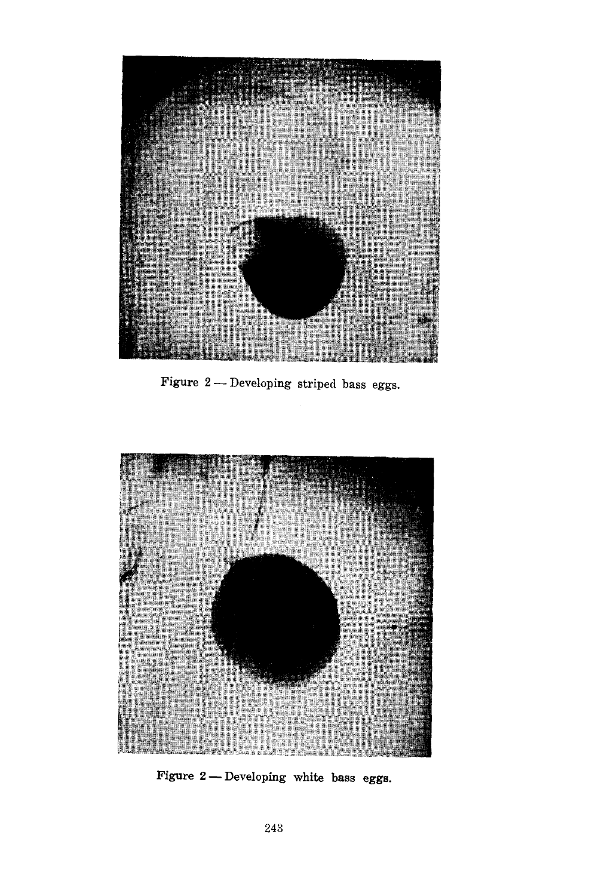Figure 2 — Developing striped bass eggs.

Figure 2 — Developing white bass eggs.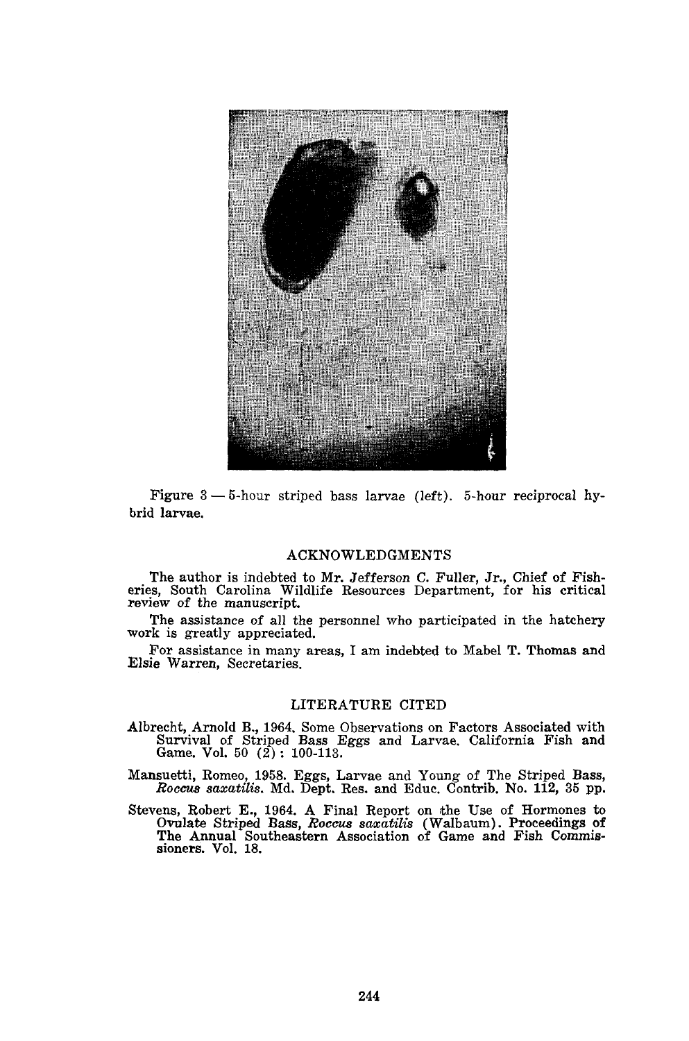Figure 3 — 5-hour striped bass larvae (left). 5-hour reciprocal hybrid larvae.

## ACKNOWLEDGMENTS

The author is indebted to Mr. Jefferson C. Fuller, Jr., Chief of Fisheries, South Carolina Wildlife Resources Department, for his critical review of the manuscript.

The assistance of all the personnel who participated in the hatchery work is greatly appreciated.

For assistance in many areas, I am indebted to Mabel T. Thomas and Elsie Warren, Secretaries.

## LITERATURE CITED

Albrecht, Arnold B., 1964. Some Observations on Factors Associated with Survival of Striped Bass Eggs and Larvae. California Fish and Game. Vol. 50 (2): 100-113.

Mansuetti, Romeo, 1958. Eggs, Larvae and Young of The Striped Bass, *Roccus saxatilis*. Md. Dept. Res. and Educ. Contrib. No. 112, 35 pp.

Stevens, Robert E., 1964. A Final Report on the Use of Hormones to Ovulate Striped Bass, *Roccus saxatilis* (Walbaum). Proceedings of The Annual Southeastern Association of Game and Fish Commissioners. Vol. 18.